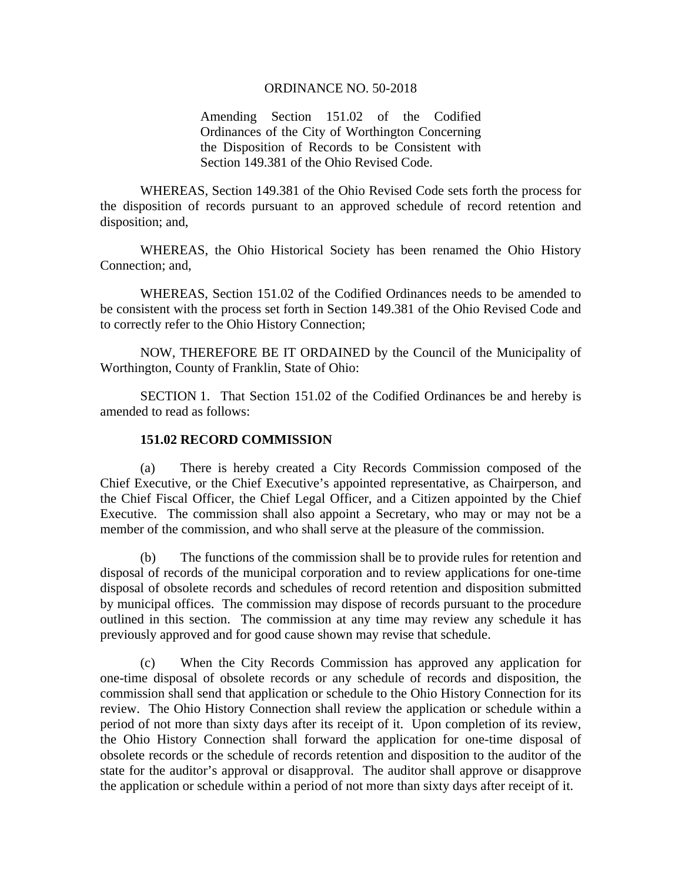# ORDINANCE NO. 50-2018

Amending Section 151.02 of the Codified Ordinances of the City of Worthington Concerning the Disposition of Records to be Consistent with Section 149.381 of the Ohio Revised Code.

WHEREAS, Section 149.381 of the Ohio Revised Code sets forth the process for the disposition of records pursuant to an approved schedule of record retention and disposition; and,

WHEREAS, the Ohio Historical Society has been renamed the Ohio History Connection; and,

WHEREAS, Section 151.02 of the Codified Ordinances needs to be amended to be consistent with the process set forth in Section 149.381 of the Ohio Revised Code and to correctly refer to the Ohio History Connection;

NOW, THEREFORE BE IT ORDAINED by the Council of the Municipality of Worthington, County of Franklin, State of Ohio:

SECTION 1. That Section 151.02 of the Codified Ordinances be and hereby is amended to read as follows:

**151.02 RECORD COMMISSION**

(a) There is hereby created a City Records Commission composed of the Chief Executive, or the Chief Executive's appointed representative, as Chairperson, and the Chief Fiscal Officer, the Chief Legal Officer, and a Citizen appointed by the Chief Executive. The commission shall also appoint a Secretary, who may or may not be a member of the commission, and who shall serve at the pleasure of the commission.

(b) The functions of the commission shall be to provide rules for retention and disposal of records of the municipal corporation and to review applications for one-time disposal of obsolete records and schedules of record retention and disposition submitted by municipal offices. The commission may dispose of records pursuant to the procedure outlined in this section. The commission at any time may review any schedule it has previously approved and for good cause shown may revise that schedule.

(c) When the City Records Commission has approved any application for one-time disposal of obsolete records or any schedule of records and disposition, the commission shall send that application or schedule to the Ohio History Connection for its review. The Ohio History Connection shall review the application or schedule within a period of not more than sixty days after its receipt of it. Upon completion of its review, the Ohio History Connection shall forward the application for one-time disposal of obsolete records or the schedule of records retention and disposition to the auditor of the state for the auditor's approval or disapproval. The auditor shall approve or disapprove the application or schedule within a period of not more than sixty days after receipt of it.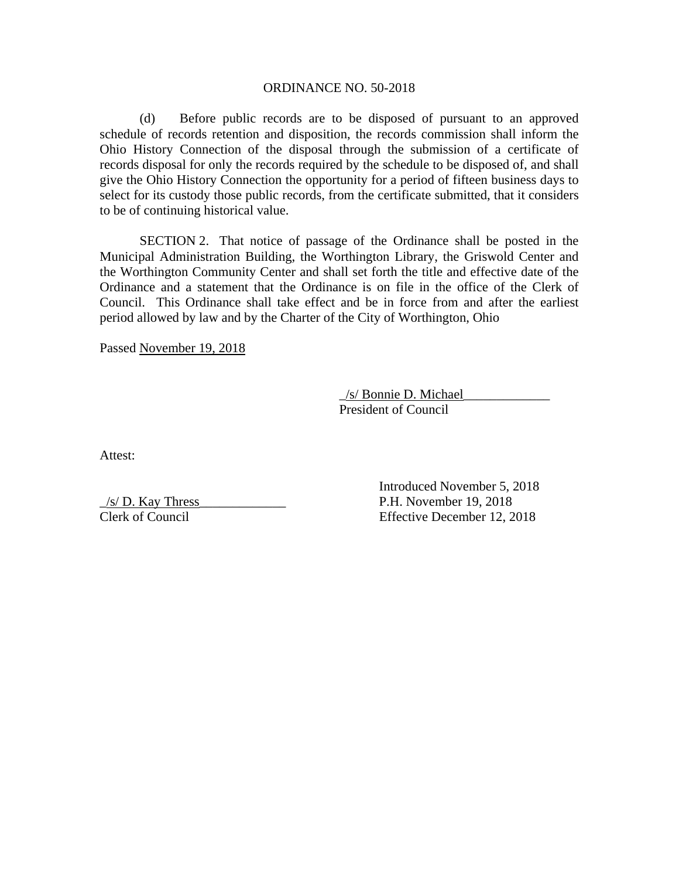ORDINANCE NO. 50-2018

(d) Before public records are to be disposed of pursuant to an approved schedule of records retention and disposition, the records commission shall inform the Ohio History Connection of the disposal through the submission of a certificate of records disposal for only the records required by the schedule to be disposed of, and shall give the Ohio History Connection the opportunity for a period of fifteen business days to select for its custody those public records, from the certificate submitted, that it considers to be of continuing historical value.

SECTION 2. That notice of passage of the Ordinance shall be posted in the Municipal Administration Building, the Worthington Library, the Griswold Center and the Worthington Community Center and shall set forth the title and effective date of the Ordinance and a statement that the Ordinance is on file in the office of the Clerk of Council. This Ordinance shall take effect and be in force from and after the earliest period allowed by law and by the Charter of the City of Worthington, Ohio

Passed November 19, 2018

_/s/ Bonnie D. Michael_____________
President of Council

Attest:

_/s/ D. Kay Thress_____________
Clerk of Council

Introduced November 5, 2018
P.H. November 19, 2018
Effective December 12, 2018